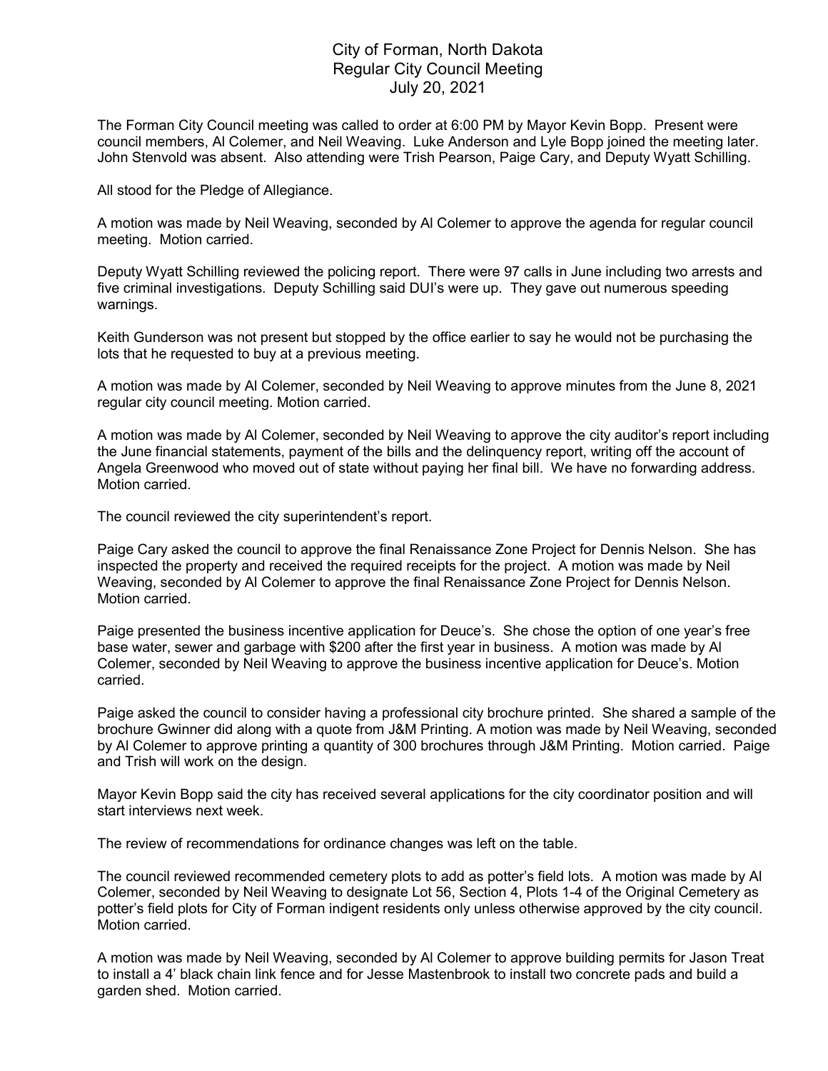# City of Forman, North Dakota
## Regular City Council Meeting
### July 20, 2021

The Forman City Council meeting was called to order at 6:00 PM by Mayor Kevin Bopp. Present were council members, Al Colemer, and Neil Weaving. Luke Anderson and Lyle Bopp joined the meeting later. John Stenvold was absent. Also attending were Trish Pearson, Paige Cary, and Deputy Wyatt Schilling.

All stood for the Pledge of Allegiance.

A motion was made by Neil Weaving, seconded by Al Colemer to approve the agenda for regular council meeting. Motion carried.

Deputy Wyatt Schilling reviewed the policing report. There were 97 calls in June including two arrests and five criminal investigations. Deputy Schilling said DUI's were up. They gave out numerous speeding warnings.

Keith Gunderson was not present but stopped by the office earlier to say he would not be purchasing the lots that he requested to buy at a previous meeting.

A motion was made by Al Colemer, seconded by Neil Weaving to approve minutes from the June 8, 2021 regular city council meeting. Motion carried.

A motion was made by Al Colemer, seconded by Neil Weaving to approve the city auditor's report including the June financial statements, payment of the bills and the delinquency report, writing off the account of Angela Greenwood who moved out of state without paying her final bill. We have no forwarding address. Motion carried.

The council reviewed the city superintendent's report.

Paige Cary asked the council to approve the final Renaissance Zone Project for Dennis Nelson. She has inspected the property and received the required receipts for the project. A motion was made by Neil Weaving, seconded by Al Colemer to approve the final Renaissance Zone Project for Dennis Nelson. Motion carried.

Paige presented the business incentive application for Deuce's. She chose the option of one year's free base water, sewer and garbage with $200 after the first year in business. A motion was made by Al Colemer, seconded by Neil Weaving to approve the business incentive application for Deuce's. Motion carried.

Paige asked the council to consider having a professional city brochure printed. She shared a sample of the brochure Gwinner did along with a quote from J&M Printing. A motion was made by Neil Weaving, seconded by Al Colemer to approve printing a quantity of 300 brochures through J&M Printing. Motion carried. Paige and Trish will work on the design.

Mayor Kevin Bopp said the city has received several applications for the city coordinator position and will start interviews next week.

The review of recommendations for ordinance changes was left on the table.

The council reviewed recommended cemetery plots to add as potter's field lots. A motion was made by Al Colemer, seconded by Neil Weaving to designate Lot 56, Section 4, Plots 1-4 of the Original Cemetery as potter's field plots for City of Forman indigent residents only unless otherwise approved by the city council. Motion carried.

A motion was made by Neil Weaving, seconded by Al Colemer to approve building permits for Jason Treat to install a 4' black chain link fence and for Jesse Mastenbrook to install two concrete pads and build a garden shed. Motion carried.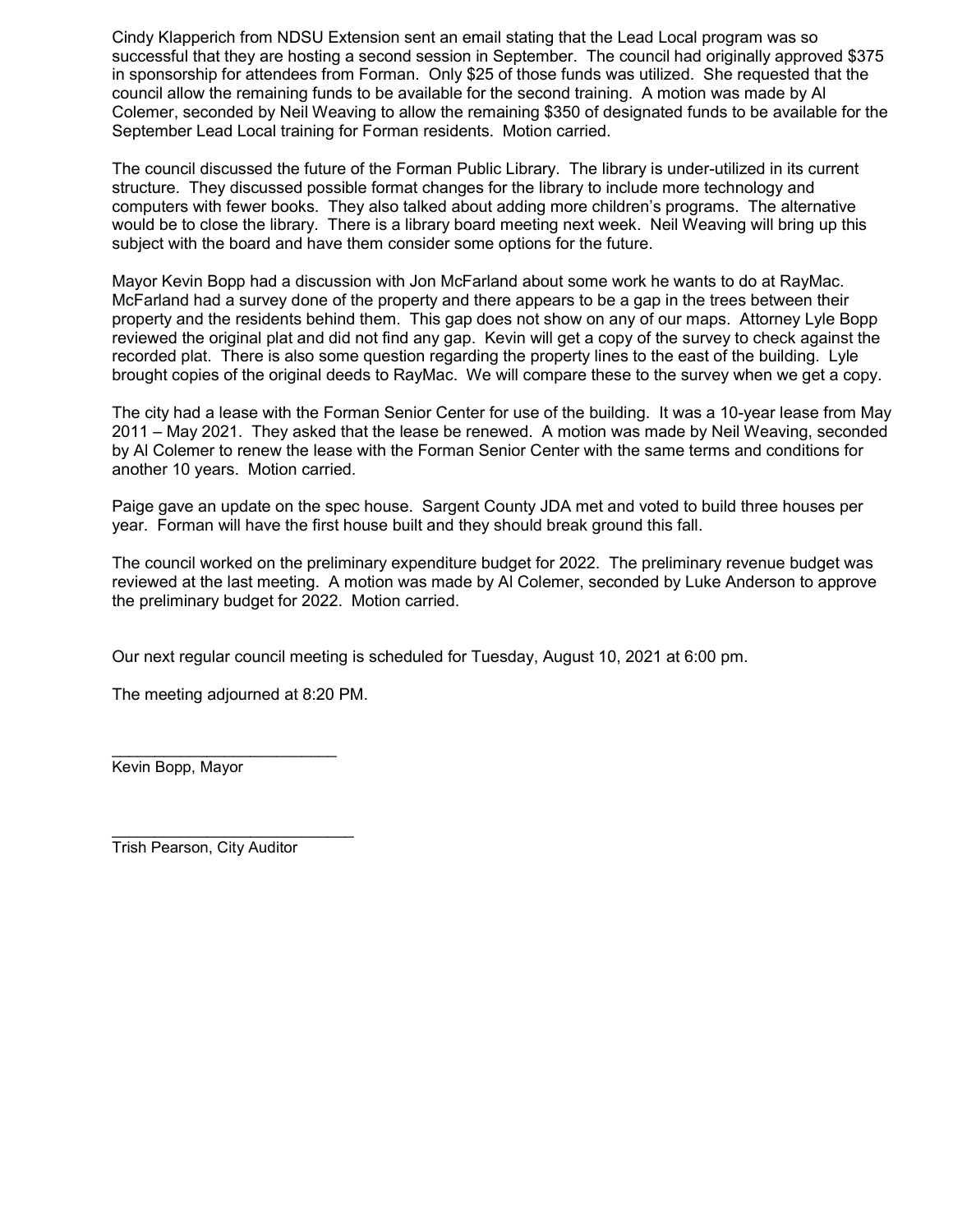Cindy Klapperich from NDSU Extension sent an email stating that the Lead Local program was so successful that they are hosting a second session in September. The council had originally approved $375 in sponsorship for attendees from Forman. Only $25 of those funds was utilized. She requested that the council allow the remaining funds to be available for the second training. A motion was made by Al Colemer, seconded by Neil Weaving to allow the remaining $350 of designated funds to be available for the September Lead Local training for Forman residents. Motion carried.

The council discussed the future of the Forman Public Library. The library is under-utilized in its current structure. They discussed possible format changes for the library to include more technology and computers with fewer books. They also talked about adding more children's programs. The alternative would be to close the library. There is a library board meeting next week. Neil Weaving will bring up this subject with the board and have them consider some options for the future.

Mayor Kevin Bopp had a discussion with Jon McFarland about some work he wants to do at RayMac. McFarland had a survey done of the property and there appears to be a gap in the trees between their property and the residents behind them. This gap does not show on any of our maps. Attorney Lyle Bopp reviewed the original plat and did not find any gap. Kevin will get a copy of the survey to check against the recorded plat. There is also some question regarding the property lines to the east of the building. Lyle brought copies of the original deeds to RayMac. We will compare these to the survey when we get a copy.

The city had a lease with the Forman Senior Center for use of the building. It was a 10-year lease from May 2011 – May 2021. They asked that the lease be renewed. A motion was made by Neil Weaving, seconded by Al Colemer to renew the lease with the Forman Senior Center with the same terms and conditions for another 10 years. Motion carried.

Paige gave an update on the spec house. Sargent County JDA met and voted to build three houses per year. Forman will have the first house built and they should break ground this fall.

The council worked on the preliminary expenditure budget for 2022. The preliminary revenue budget was reviewed at the last meeting. A motion was made by Al Colemer, seconded by Luke Anderson to approve the preliminary budget for 2022. Motion carried.

Our next regular council meeting is scheduled for Tuesday, August 10, 2021 at 6:00 pm.

The meeting adjourned at 8:20 PM.

\_\_\_\_\_\_\_\_\_\_\_\_\_\_\_\_\_\_\_\_\_\_\_\_\_\_

Kevin Bopp, Mayor

\_\_\_\_\_\_\_\_\_\_\_\_\_\_\_\_\_\_\_\_\_\_\_\_\_\_\_\_

Trish Pearson, City Auditor